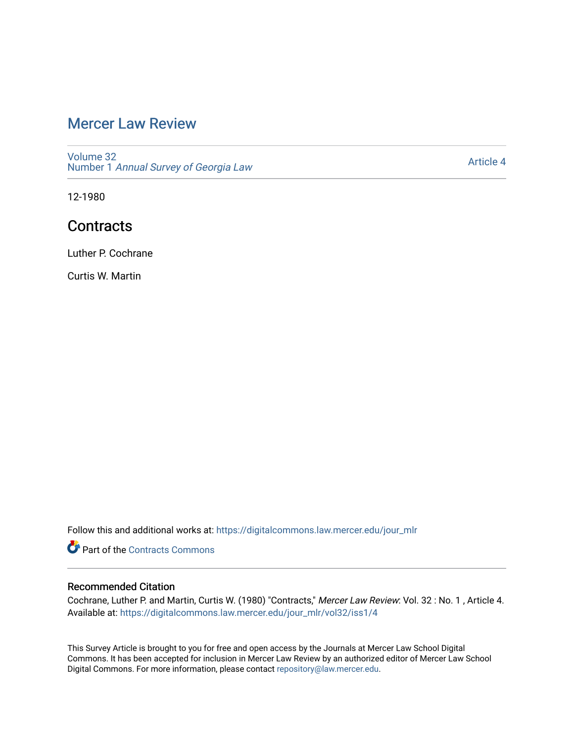# Mercer Law Review

Volume 32
Number 1 *Annual Survey of Georgia Law*

Article 4

12-1980

## Contracts

Luther P. Cochrane

Curtis W. Martin

Follow this and additional works at: https://digitalcommons.law.mercer.edu/jour_mlr

Part of the Contracts Commons

### Recommended Citation

Cochrane, Luther P. and Martin, Curtis W. (1980) "Contracts," *Mercer Law Review*: Vol. 32 : No. 1 , Article 4.
Available at: https://digitalcommons.law.mercer.edu/jour_mlr/vol32/iss1/4

This Survey Article is brought to you for free and open access by the Journals at Mercer Law School Digital Commons. It has been accepted for inclusion in Mercer Law Review by an authorized editor of Mercer Law School Digital Commons. For more information, please contact repository@law.mercer.edu.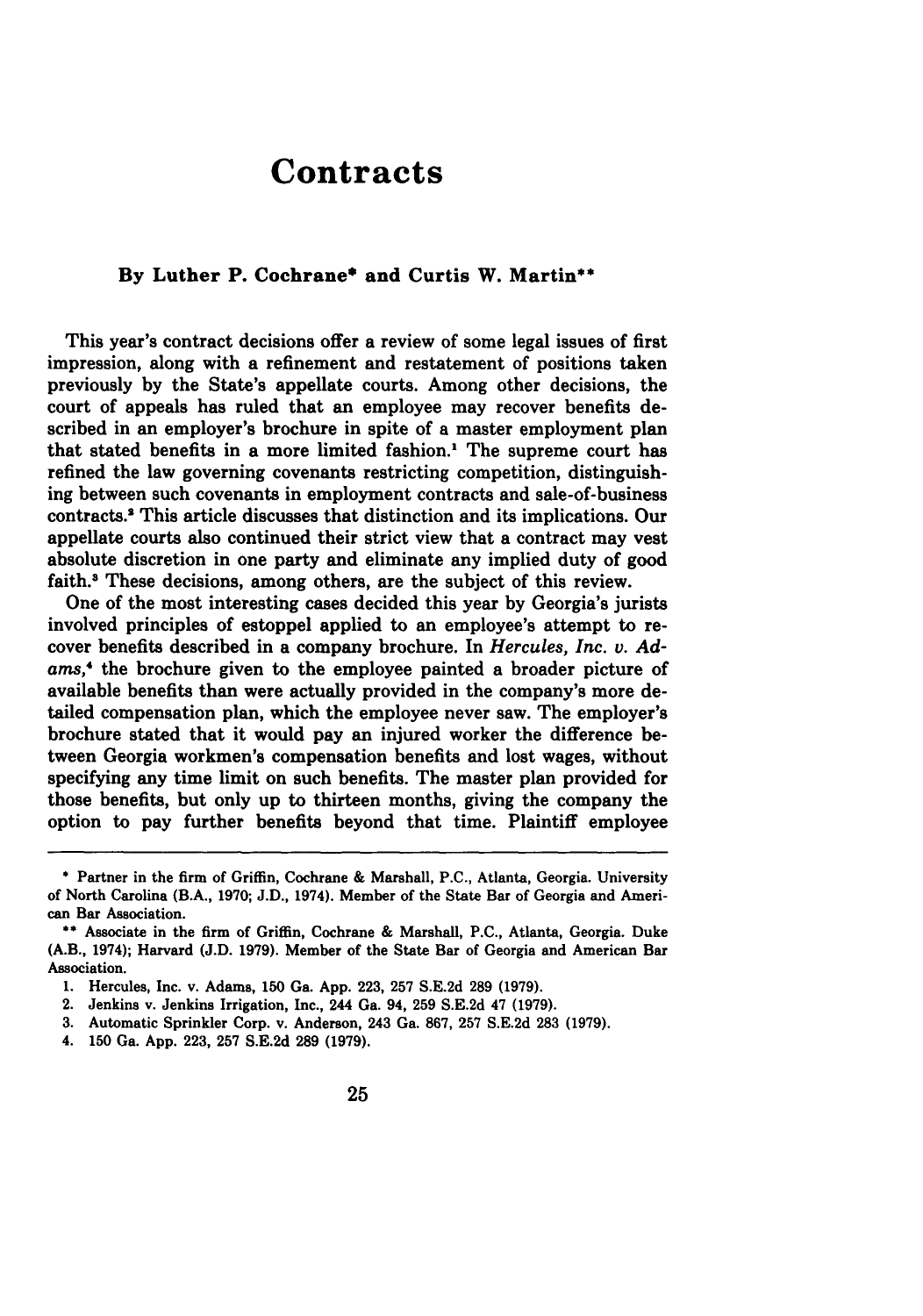# Contracts

**By Luther P. Cochrane\* and Curtis W. Martin\*\***

This year's contract decisions offer a review of some legal issues of first impression, along with a refinement and restatement of positions taken previously by the State's appellate courts. Among other decisions, the court of appeals has ruled that an employee may recover benefits described in an employer's brochure in spite of a master employment plan that stated benefits in a more limited fashion.[1] The supreme court has refined the law governing covenants restricting competition, distinguishing between such covenants in employment contracts and sale-of-business contracts.[2] This article discusses that distinction and its implications. Our appellate courts also continued their strict view that a contract may vest absolute discretion in one party and eliminate any implied duty of good faith.[3] These decisions, among others, are the subject of this review.

One of the most interesting cases decided this year by Georgia's jurists involved principles of estoppel applied to an employee's attempt to recover benefits described in a company brochure. In *Hercules, Inc. v. Adams*,[4] the brochure given to the employee painted a broader picture of available benefits than were actually provided in the company's more detailed compensation plan, which the employee never saw. The employer's brochure stated that it would pay an injured worker the difference between Georgia workmen's compensation benefits and lost wages, without specifying any time limit on such benefits. The master plan provided for those benefits, but only up to thirteen months, giving the company the option to pay further benefits beyond that time. Plaintiff employee

---

\* Partner in the firm of Griffin, Cochrane & Marshall, P.C., Atlanta, Georgia. University of North Carolina (B.A., 1970; J.D., 1974). Member of the State Bar of Georgia and American Bar Association.

\*\* Associate in the firm of Griffin, Cochrane & Marshall, P.C., Atlanta, Georgia. Duke (A.B., 1974); Harvard (J.D. 1979). Member of the State Bar of Georgia and American Bar Association.

1. Hercules, Inc. v. Adams, 150 Ga. App. 223, 257 S.E.2d 289 (1979).
2. Jenkins v. Jenkins Irrigation, Inc., 244 Ga. 94, 259 S.E.2d 47 (1979).
3. Automatic Sprinkler Corp. v. Anderson, 243 Ga. 867, 257 S.E.2d 283 (1979).
4. 150 Ga. App. 223, 257 S.E.2d 289 (1979).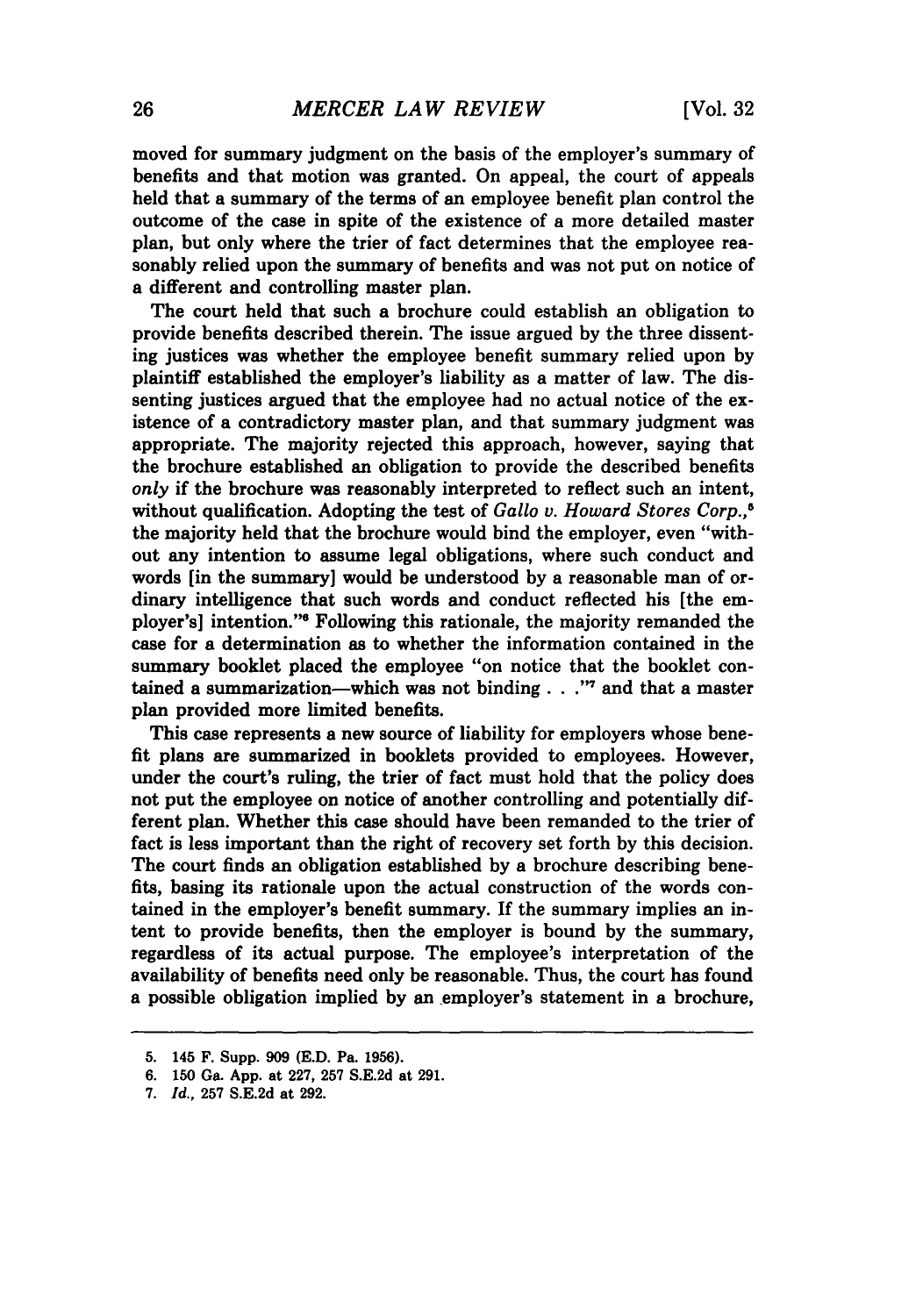moved for summary judgment on the basis of the employer's summary of benefits and that motion was granted. On appeal, the court of appeals held that a summary of the terms of an employee benefit plan control the outcome of the case in spite of the existence of a more detailed master plan, but only where the trier of fact determines that the employee reasonably relied upon the summary of benefits and was not put on notice of a different and controlling master plan.

The court held that such a brochure could establish an obligation to provide benefits described therein. The issue argued by the three dissenting justices was whether the employee benefit summary relied upon by plaintiff established the employer's liability as a matter of law. The dissenting justices argued that the employee had no actual notice of the existence of a contradictory master plan, and that summary judgment was appropriate. The majority rejected this approach, however, saying that the brochure established an obligation to provide the described benefits *only* if the brochure was reasonably interpreted to reflect such an intent, without qualification. Adopting the test of *Gallo v. Howard Stores Corp.*,[5] the majority held that the brochure would bind the employer, even "without any intention to assume legal obligations, where such conduct and words [in the summary] would be understood by a reasonable man of ordinary intelligence that such words and conduct reflected his [the employer's] intention."[6] Following this rationale, the majority remanded the case for a determination as to whether the information contained in the summary booklet placed the employee "on notice that the booklet contained a summarization—which was not binding . . ."[7] and that a master plan provided more limited benefits.

This case represents a new source of liability for employers whose benefit plans are summarized in booklets provided to employees. However, under the court's ruling, the trier of fact must hold that the policy does not put the employee on notice of another controlling and potentially different plan. Whether this case should have been remanded to the trier of fact is less important than the right of recovery set forth by this decision. The court finds an obligation established by a brochure describing benefits, basing its rationale upon the actual construction of the words contained in the employer's benefit summary. If the summary implies an intent to provide benefits, then the employer is bound by the summary, regardless of its actual purpose. The employee's interpretation of the availability of benefits need only be reasonable. Thus, the court has found a possible obligation implied by an employer's statement in a brochure,

5. 145 F. Supp. 909 (E.D. Pa. 1956).

6. 150 Ga. App. at 227, 257 S.E.2d at 291.

7. *Id.*, 257 S.E.2d at 292.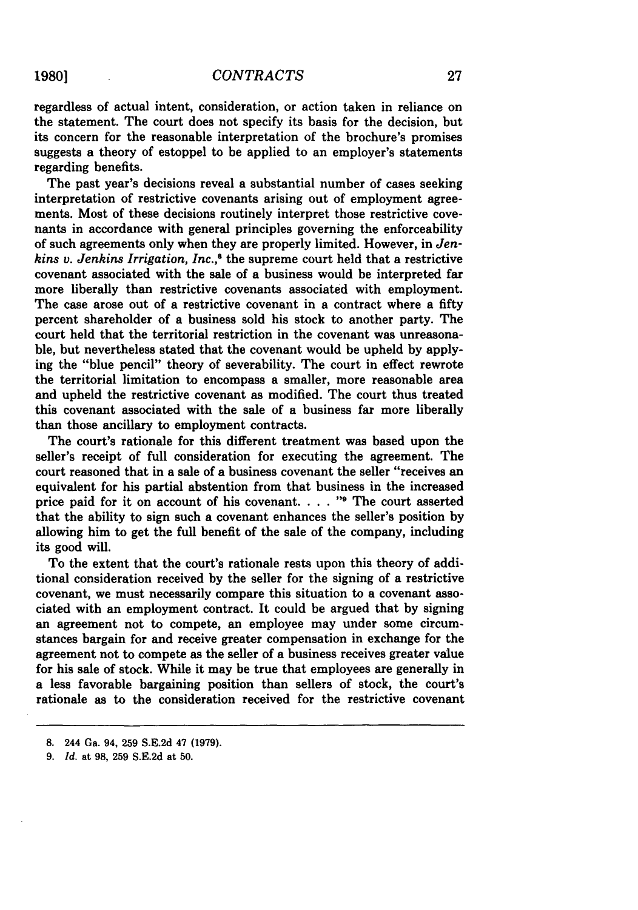regardless of actual intent, consideration, or action taken in reliance on the statement. The court does not specify its basis for the decision, but its concern for the reasonable interpretation of the brochure's promises suggests a theory of estoppel to be applied to an employer's statements regarding benefits.

The past year's decisions reveal a substantial number of cases seeking interpretation of restrictive covenants arising out of employment agreements. Most of these decisions routinely interpret those restrictive covenants in accordance with general principles governing the enforceability of such agreements only when they are properly limited. However, in *Jenkins v. Jenkins Irrigation, Inc.*,[8] the supreme court held that a restrictive covenant associated with the sale of a business would be interpreted far more liberally than restrictive covenants associated with employment. The case arose out of a restrictive covenant in a contract where a fifty percent shareholder of a business sold his stock to another party. The court held that the territorial restriction in the covenant was unreasonable, but nevertheless stated that the covenant would be upheld by applying the "blue pencil" theory of severability. The court in effect rewrote the territorial limitation to encompass a smaller, more reasonable area and upheld the restrictive covenant as modified. The court thus treated this covenant associated with the sale of a business far more liberally than those ancillary to employment contracts.

The court's rationale for this different treatment was based upon the seller's receipt of full consideration for executing the agreement. The court reasoned that in a sale of a business covenant the seller "receives an equivalent for his partial abstention from that business in the increased price paid for it on account of his covenant. . . . "[9] The court asserted that the ability to sign such a covenant enhances the seller's position by allowing him to get the full benefit of the sale of the company, including its good will.

To the extent that the court's rationale rests upon this theory of additional consideration received by the seller for the signing of a restrictive covenant, we must necessarily compare this situation to a covenant associated with an employment contract. It could be argued that by signing an agreement not to compete, an employee may under some circumstances bargain for and receive greater compensation in exchange for the agreement not to compete as the seller of a business receives greater value for his sale of stock. While it may be true that employees are generally in a less favorable bargaining position than sellers of stock, the court's rationale as to the consideration received for the restrictive covenant

---

8. 244 Ga. 94, 259 S.E.2d 47 (1979).

9. *Id.* at 98, 259 S.E.2d at 50.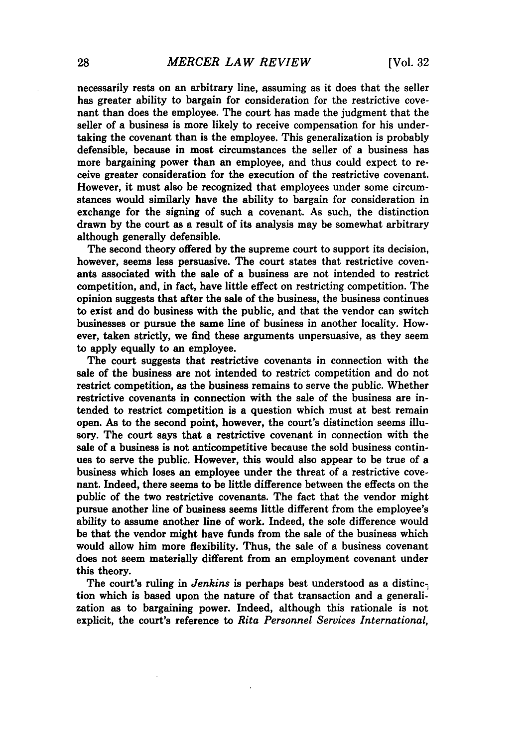necessarily rests on an arbitrary line, assuming as it does that the seller has greater ability to bargain for consideration for the restrictive covenant than does the employee. The court has made the judgment that the seller of a business is more likely to receive compensation for his undertaking the covenant than is the employee. This generalization is probably defensible, because in most circumstances the seller of a business has more bargaining power than an employee, and thus could expect to receive greater consideration for the execution of the restrictive covenant. However, it must also be recognized that employees under some circumstances would similarly have the ability to bargain for consideration in exchange for the signing of such a covenant. As such, the distinction drawn by the court as a result of its analysis may be somewhat arbitrary although generally defensible.

The second theory offered by the supreme court to support its decision, however, seems less persuasive. The court states that restrictive covenants associated with the sale of a business are not intended to restrict competition, and, in fact, have little effect on restricting competition. The opinion suggests that after the sale of the business, the business continues to exist and do business with the public, and that the vendor can switch businesses or pursue the same line of business in another locality. However, taken strictly, we find these arguments unpersuasive, as they seem to apply equally to an employee.

The court suggests that restrictive covenants in connection with the sale of the business are not intended to restrict competition and do not restrict competition, as the business remains to serve the public. Whether restrictive covenants in connection with the sale of the business are intended to restrict competition is a question which must at best remain open. As to the second point, however, the court's distinction seems illusory. The court says that a restrictive covenant in connection with the sale of a business is not anticompetitive because the sold business continues to serve the public. However, this would also appear to be true of a business which loses an employee under the threat of a restrictive covenant. Indeed, there seems to be little difference between the effects on the public of the two restrictive covenants. The fact that the vendor might pursue another line of business seems little different from the employee's ability to assume another line of work. Indeed, the sole difference would be that the vendor might have funds from the sale of the business which would allow him more flexibility. Thus, the sale of a business covenant does not seem materially different from an employment covenant under this theory.

The court's ruling in *Jenkins* is perhaps best understood as a distinction which is based upon the nature of that transaction and a generalization as to bargaining power. Indeed, although this rationale is not explicit, the court's reference to *Rita Personnel Services International,*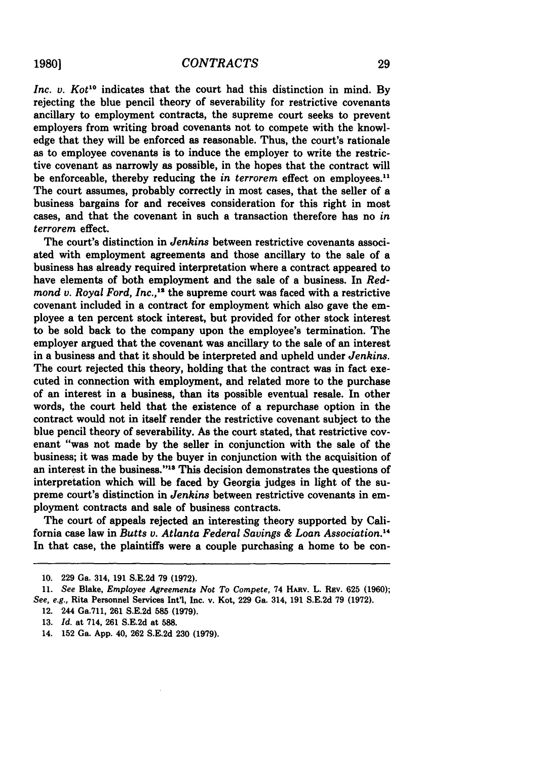*Inc. v. Kot*[10] indicates that the court had this distinction in mind. By rejecting the blue pencil theory of severability for restrictive covenants ancillary to employment contracts, the supreme court seeks to prevent employers from writing broad covenants not to compete with the knowledge that they will be enforced as reasonable. Thus, the court's rationale as to employee covenants is to induce the employer to write the restrictive covenant as narrowly as possible, in the hopes that the contract will be enforceable, thereby reducing the *in terrorem* effect on employees.[11] The court assumes, probably correctly in most cases, that the seller of a business bargains for and receives consideration for this right in most cases, and that the covenant in such a transaction therefore has no *in terrorem* effect.

The court's distinction in *Jenkins* between restrictive covenants associated with employment agreements and those ancillary to the sale of a business has already required interpretation where a contract appeared to have elements of both employment and the sale of a business. In *Redmond v. Royal Ford, Inc.*,[12] the supreme court was faced with a restrictive covenant included in a contract for employment which also gave the employee a ten percent stock interest, but provided for other stock interest to be sold back to the company upon the employee's termination. The employer argued that the covenant was ancillary to the sale of an interest in a business and that it should be interpreted and upheld under *Jenkins*. The court rejected this theory, holding that the contract was in fact executed in connection with employment, and related more to the purchase of an interest in a business, than its possible eventual resale. In other words, the court held that the existence of a repurchase option in the contract would not in itself render the restrictive covenant subject to the blue pencil theory of severability. As the court stated, that restrictive covenant "was not made by the seller in conjunction with the sale of the business; it was made by the buyer in conjunction with the acquisition of an interest in the business."[13] This decision demonstrates the questions of interpretation which will be faced by Georgia judges in light of the supreme court's distinction in *Jenkins* between restrictive covenants in employment contracts and sale of business contracts.

The court of appeals rejected an interesting theory supported by California case law in *Butts v. Atlanta Federal Savings & Loan Association*.[14] In that case, the plaintiffs were a couple purchasing a home to be con-

---

10. 229 Ga. 314, 191 S.E.2d 79 (1972).

11. *See* Blake, *Employee Agreements Not To Compete*, 74 HARV. L. REV. 625 (1960); *See, e.g.*, Rita Personnel Services Int'l, Inc. v. Kot, 229 Ga. 314, 191 S.E.2d 79 (1972).

12. 244 Ga.711, 261 S.E.2d 585 (1979).

13. *Id.* at 714, 261 S.E.2d at 588.

14. 152 Ga. App. 40, 262 S.E.2d 230 (1979).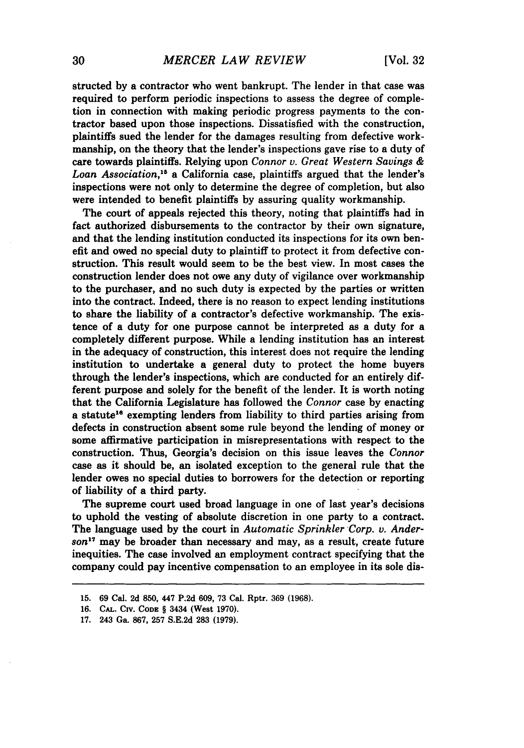structed by a contractor who went bankrupt. The lender in that case was required to perform periodic inspections to assess the degree of completion in connection with making periodic progress payments to the contractor based upon those inspections. Dissatisfied with the construction, plaintiffs sued the lender for the damages resulting from defective workmanship, on the theory that the lender's inspections gave rise to a duty of care towards plaintiffs. Relying upon *Connor v. Great Western Savings & Loan Association*,[15] a California case, plaintiffs argued that the lender's inspections were not only to determine the degree of completion, but also were intended to benefit plaintiffs by assuring quality workmanship.

The court of appeals rejected this theory, noting that plaintiffs had in fact authorized disbursements to the contractor by their own signature, and that the lending institution conducted its inspections for its own benefit and owed no special duty to plaintiff to protect it from defective construction. This result would seem to be the best view. In most cases the construction lender does not owe any duty of vigilance over workmanship to the purchaser, and no such duty is expected by the parties or written into the contract. Indeed, there is no reason to expect lending institutions to share the liability of a contractor's defective workmanship. The existence of a duty for one purpose cannot be interpreted as a duty for a completely different purpose. While a lending institution has an interest in the adequacy of construction, this interest does not require the lending institution to undertake a general duty to protect the home buyers through the lender's inspections, which are conducted for an entirely different purpose and solely for the benefit of the lender. It is worth noting that the California Legislature has followed the *Connor* case by enacting a statute[16] exempting lenders from liability to third parties arising from defects in construction absent some rule beyond the lending of money or some affirmative participation in misrepresentations with respect to the construction. Thus, Georgia's decision on this issue leaves the *Connor* case as it should be, an isolated exception to the general rule that the lender owes no special duties to borrowers for the detection or reporting of liability of a third party.

The supreme court used broad language in one of last year's decisions to uphold the vesting of absolute discretion in one party to a contract. The language used by the court in *Automatic Sprinkler Corp. v. Anderson*[17] may be broader than necessary and may, as a result, create future inequities. The case involved an employment contract specifying that the company could pay incentive compensation to an employee in its sole dis-

---

15. 69 Cal. 2d 850, 447 P.2d 609, 73 Cal. Rptr. 369 (1968).
16. CAL. CIV. CODE § 3434 (West 1970).
17. 243 Ga. 867, 257 S.E.2d 283 (1979).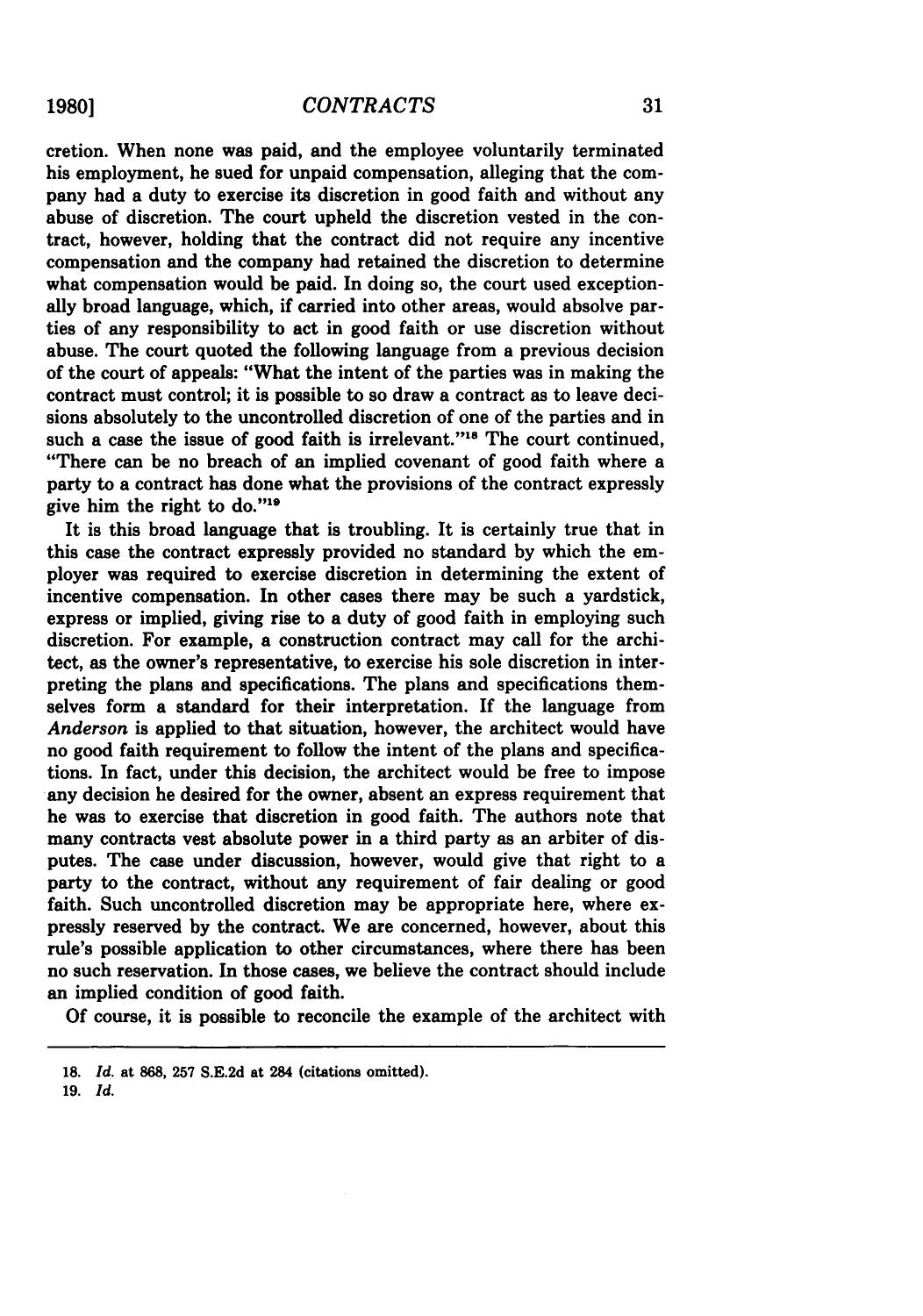cretion. When none was paid, and the employee voluntarily terminated his employment, he sued for unpaid compensation, alleging that the company had a duty to exercise its discretion in good faith and without any abuse of discretion. The court upheld the discretion vested in the contract, however, holding that the contract did not require any incentive compensation and the company had retained the discretion to determine what compensation would be paid. In doing so, the court used exceptionally broad language, which, if carried into other areas, would absolve parties of any responsibility to act in good faith or use discretion without abuse. The court quoted the following language from a previous decision of the court of appeals: "What the intent of the parties was in making the contract must control; it is possible to so draw a contract as to leave decisions absolutely to the uncontrolled discretion of one of the parties and in such a case the issue of good faith is irrelevant."[18] The court continued, "There can be no breach of an implied covenant of good faith where a party to a contract has done what the provisions of the contract expressly give him the right to do."[19]

It is this broad language that is troubling. It is certainly true that in this case the contract expressly provided no standard by which the employer was required to exercise discretion in determining the extent of incentive compensation. In other cases there may be such a yardstick, express or implied, giving rise to a duty of good faith in employing such discretion. For example, a construction contract may call for the architect, as the owner's representative, to exercise his sole discretion in interpreting the plans and specifications. The plans and specifications themselves form a standard for their interpretation. If the language from *Anderson* is applied to that situation, however, the architect would have no good faith requirement to follow the intent of the plans and specifications. In fact, under this decision, the architect would be free to impose any decision he desired for the owner, absent an express requirement that he was to exercise that discretion in good faith. The authors note that many contracts vest absolute power in a third party as an arbiter of disputes. The case under discussion, however, would give that right to a party to the contract, without any requirement of fair dealing or good faith. Such uncontrolled discretion may be appropriate here, where expressly reserved by the contract. We are concerned, however, about this rule's possible application to other circumstances, where there has been no such reservation. In those cases, we believe the contract should include an implied condition of good faith.

Of course, it is possible to reconcile the example of the architect with

---

18. *Id.* at 868, 257 S.E.2d at 284 (citations omitted).

19. *Id.*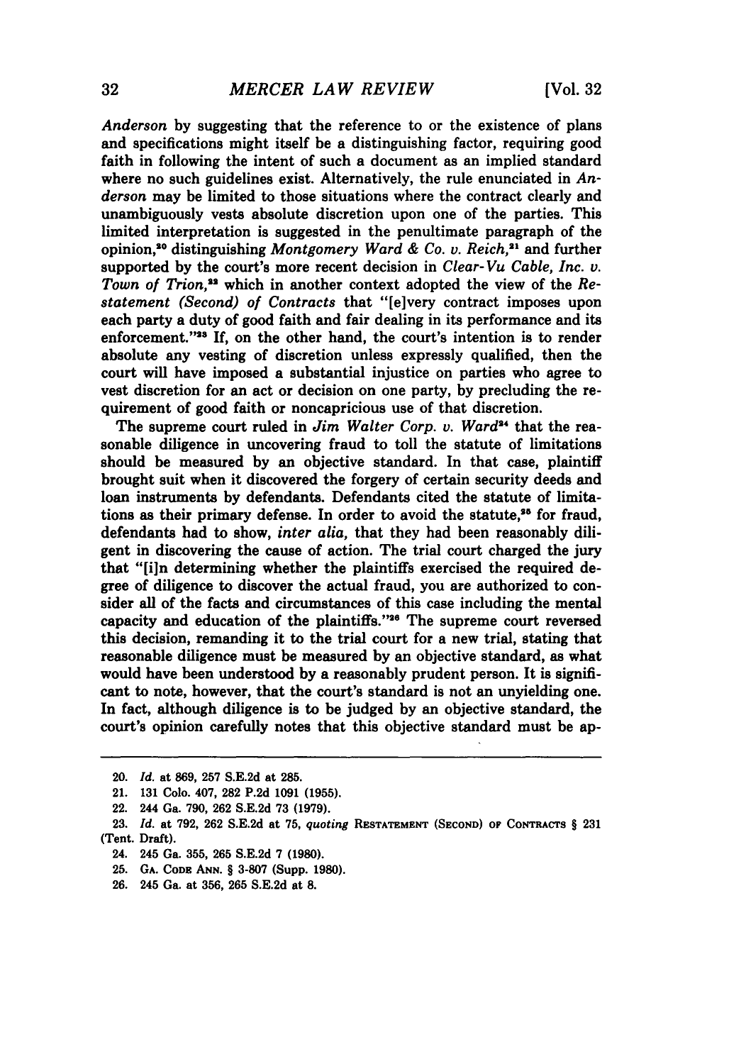*Anderson* by suggesting that the reference to or the existence of plans and specifications might itself be a distinguishing factor, requiring good faith in following the intent of such a document as an implied standard where no such guidelines exist. Alternatively, the rule enunciated in *Anderson* may be limited to those situations where the contract clearly and unambiguously vests absolute discretion upon one of the parties. This limited interpretation is suggested in the penultimate paragraph of the opinion,[20] distinguishing *Montgomery Ward & Co. v. Reich*,[21] and further supported by the court's more recent decision in *Clear-Vu Cable, Inc. v. Town of Trion*,[22] which in another context adopted the view of the *Restatement (Second) of Contracts* that "[e]very contract imposes upon each party a duty of good faith and fair dealing in its performance and its enforcement."[23] If, on the other hand, the court's intention is to render absolute any vesting of discretion unless expressly qualified, then the court will have imposed a substantial injustice on parties who agree to vest discretion for an act or decision on one party, by precluding the requirement of good faith or noncapricious use of that discretion.

The supreme court ruled in *Jim Walter Corp. v. Ward*[24] that the reasonable diligence in uncovering fraud to toll the statute of limitations should be measured by an objective standard. In that case, plaintiff brought suit when it discovered the forgery of certain security deeds and loan instruments by defendants. Defendants cited the statute of limitations as their primary defense. In order to avoid the statute,[25] for fraud, defendants had to show, *inter alia*, that they had been reasonably diligent in discovering the cause of action. The trial court charged the jury that "[i]n determining whether the plaintiffs exercised the required degree of diligence to discover the actual fraud, you are authorized to consider all of the facts and circumstances of this case including the mental capacity and education of the plaintiffs."[26] The supreme court reversed this decision, remanding it to the trial court for a new trial, stating that reasonable diligence must be measured by an objective standard, as what would have been understood by a reasonably prudent person. It is significant to note, however, that the court's standard is not an unyielding one. In fact, although diligence is to be judged by an objective standard, the court's opinion carefully notes that this objective standard must be ap-

---

20. *Id.* at 869, 257 S.E.2d at 285.

21. 131 Colo. 407, 282 P.2d 1091 (1955).

22. 244 Ga. 790, 262 S.E.2d 73 (1979).

23. *Id.* at 792, 262 S.E.2d at 75, *quoting* RESTATEMENT (SECOND) OF CONTRACTS § 231 (Tent. Draft).

24. 245 Ga. 355, 265 S.E.2d 7 (1980).

25. GA. CODE ANN. § 3-807 (Supp. 1980).

26. 245 Ga. at 356, 265 S.E.2d at 8.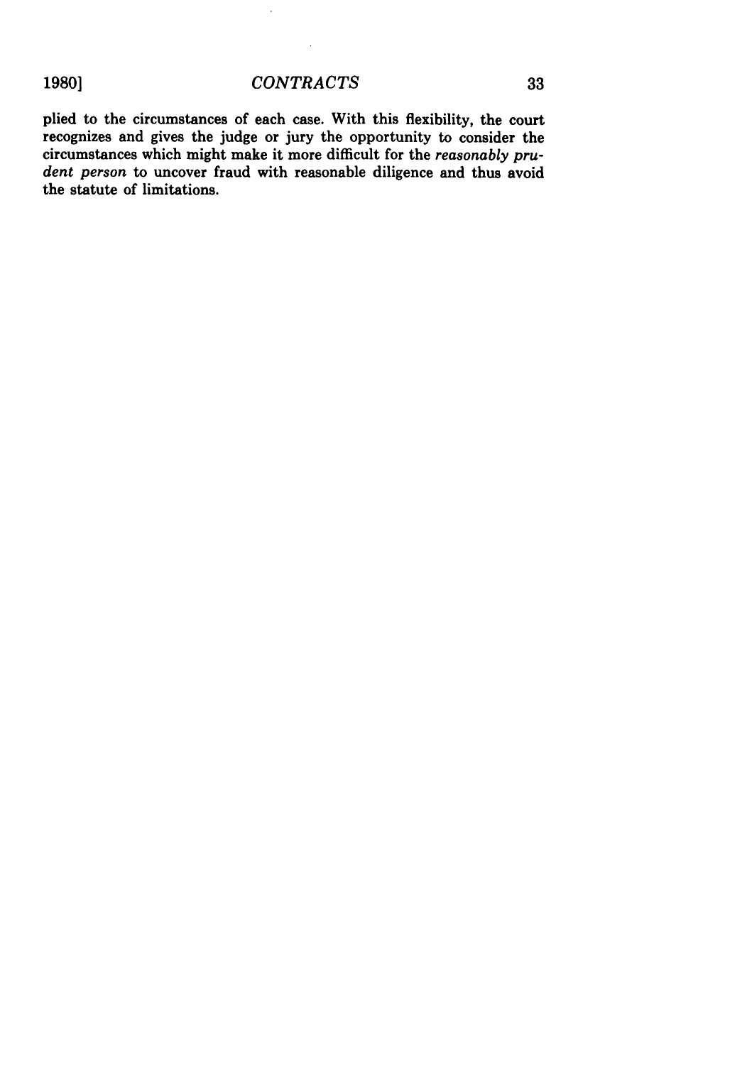plied to the circumstances of each case. With this flexibility, the court recognizes and gives the judge or jury the opportunity to consider the circumstances which might make it more difficult for the *reasonably prudent person* to uncover fraud with reasonable diligence and thus avoid the statute of limitations.